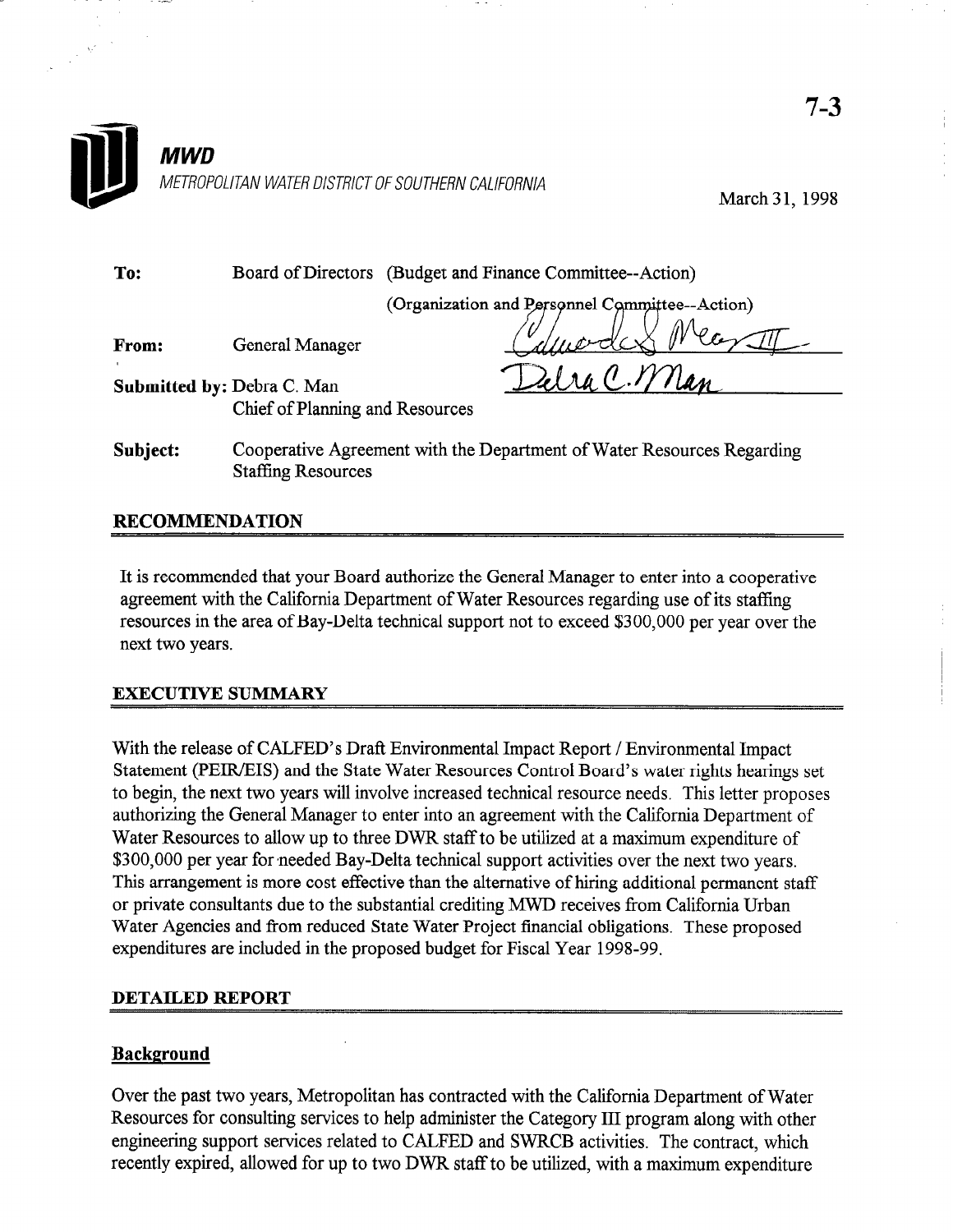7-3

**MWD**

*METROPOLITAN WATER DISTRICT OF SOUTHERN CALIFORNIA*

March 31, 1998

**To:** Board of Directors (Budget and Finance Committee--Action)
(Organization and Personnel Committee--Action)

**From:** General Manager

**Submitted by:** Debra C. Man
Chief of Planning and Resources

**Subject:** Cooperative Agreement with the Department of Water Resources Regarding Staffing Resources

## RECOMMENDATION

It is recommended that your Board authorize the General Manager to enter into a cooperative agreement with the California Department of Water Resources regarding use of its staffing resources in the area of Bay-Delta technical support not to exceed $300,000 per year over the next two years.

## EXECUTIVE SUMMARY

With the release of CALFED's Draft Environmental Impact Report / Environmental Impact Statement (PEIR/EIS) and the State Water Resources Control Board's water rights hearings set to begin, the next two years will involve increased technical resource needs. This letter proposes authorizing the General Manager to enter into an agreement with the California Department of Water Resources to allow up to three DWR staff to be utilized at a maximum expenditure of $300,000 per year for needed Bay-Delta technical support activities over the next two years. This arrangement is more cost effective than the alternative of hiring additional permanent staff or private consultants due to the substantial crediting MWD receives from California Urban Water Agencies and from reduced State Water Project financial obligations. These proposed expenditures are included in the proposed budget for Fiscal Year 1998-99.

## DETAILED REPORT

### Background

Over the past two years, Metropolitan has contracted with the California Department of Water Resources for consulting services to help administer the Category III program along with other engineering support services related to CALFED and SWRCB activities. The contract, which recently expired, allowed for up to two DWR staff to be utilized, with a maximum expenditure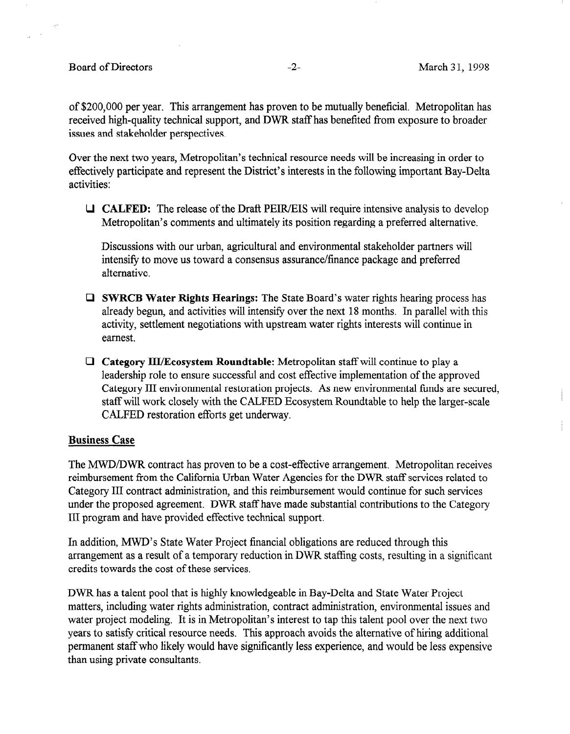of $200,000 per year. This arrangement has proven to be mutually beneficial. Metropolitan has received high-quality technical support, and DWR staff has benefited from exposure to broader issues and stakeholder perspectives.

Over the next two years, Metropolitan's technical resource needs will be increasing in order to effectively participate and represent the District's interests in the following important Bay-Delta activities:

- **CALFED:** The release of the Draft PEIR/EIS will require intensive analysis to develop Metropolitan's comments and ultimately its position regarding a preferred alternative.

  Discussions with our urban, agricultural and environmental stakeholder partners will intensify to move us toward a consensus assurance/finance package and preferred alternative.

- **SWRCB Water Rights Hearings:** The State Board's water rights hearing process has already begun, and activities will intensify over the next 18 months. In parallel with this activity, settlement negotiations with upstream water rights interests will continue in earnest.

- **Category III/Ecosystem Roundtable:** Metropolitan staff will continue to play a leadership role to ensure successful and cost effective implementation of the approved Category III environmental restoration projects. As new environmental funds are secured, staff will work closely with the CALFED Ecosystem Roundtable to help the larger-scale CALFED restoration efforts get underway.

## Business Case

The MWD/DWR contract has proven to be a cost-effective arrangement. Metropolitan receives reimbursement from the California Urban Water Agencies for the DWR staff services related to Category III contract administration, and this reimbursement would continue for such services under the proposed agreement. DWR staff have made substantial contributions to the Category III program and have provided effective technical support.

In addition, MWD's State Water Project financial obligations are reduced through this arrangement as a result of a temporary reduction in DWR staffing costs, resulting in a significant credits towards the cost of these services.

DWR has a talent pool that is highly knowledgeable in Bay-Delta and State Water Project matters, including water rights administration, contract administration, environmental issues and water project modeling. It is in Metropolitan's interest to tap this talent pool over the next two years to satisfy critical resource needs. This approach avoids the alternative of hiring additional permanent staff who likely would have significantly less experience, and would be less expensive than using private consultants.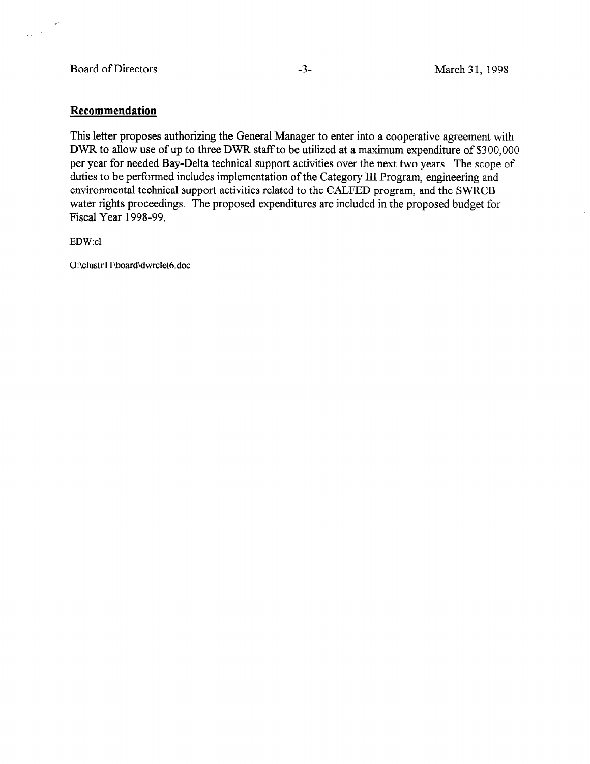## Recommendation

This letter proposes authorizing the General Manager to enter into a cooperative agreement with DWR to allow use of up to three DWR staff to be utilized at a maximum expenditure of $300,000 per year for needed Bay-Delta technical support activities over the next two years. The scope of duties to be performed includes implementation of the Category III Program, engineering and environmental technical support activities related to the CALFED program, and the SWRCB water rights proceedings. The proposed expenditures are included in the proposed budget for Fiscal Year 1998-99.

EDW:cl

O:\clustr11\board\dwrclet6.doc